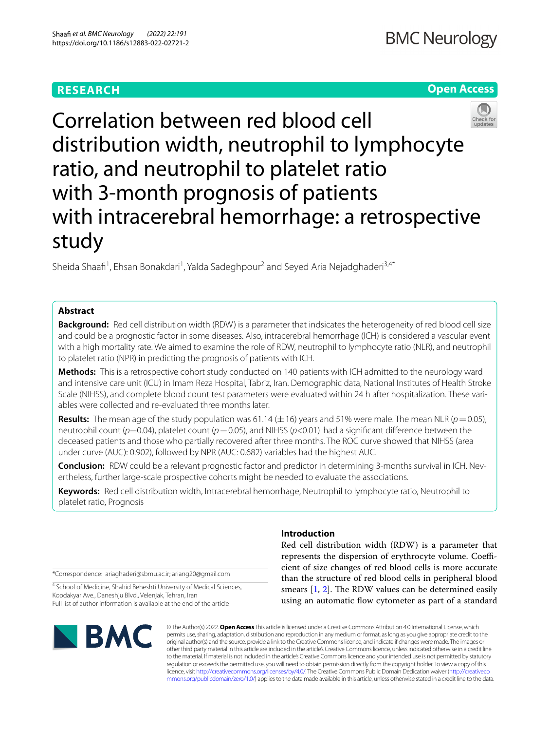RESEARCH

Open Access

# Correlation between red blood cell distribution width, neutrophil to lymphocyte ratio, and neutrophil to platelet ratio with 3-month prognosis of patients with intracerebral hemorrhage: a retrospective study

Sheida Shaafi[1], Ehsan Bonakdari[1], Yalda Sadeghpour[2] and Seyed Aria Nejadghaderi[3,4*]

## Abstract

**Background:** Red cell distribution width (RDW) is a parameter that indsicates the heterogeneity of red blood cell size and could be a prognostic factor in some diseases. Also, intracerebral hemorrhage (ICH) is considered a vascular event with a high mortality rate. We aimed to examine the role of RDW, neutrophil to lymphocyte ratio (NLR), and neutrophil to platelet ratio (NPR) in predicting the prognosis of patients with ICH.

**Methods:** This is a retrospective cohort study conducted on 140 patients with ICH admitted to the neurology ward and intensive care unit (ICU) in Imam Reza Hospital, Tabriz, Iran. Demographic data, National Institutes of Health Stroke Scale (NIHSS), and complete blood count test parameters were evaluated within 24 h after hospitalization. These variables were collected and re-evaluated three months later.

**Results:** The mean age of the study population was 61.14 (±16) years and 51% were male. The mean NLR ($p = 0.05$), neutrophil count ($p = 0.04$), platelet count ($p = 0.05$), and NIHSS ($p < 0.01$) had a significant difference between the deceased patients and those who partially recovered after three months. The ROC curve showed that NIHSS (area under curve (AUC): 0.902), followed by NPR (AUC: 0.682) variables had the highest AUC.

**Conclusion:** RDW could be a relevant prognostic factor and predictor in determining 3-months survival in ICH. Nevertheless, further large-scale prospective cohorts might be needed to evaluate the associations.

**Keywords:** Red cell distribution width, Intracerebral hemorrhage, Neutrophil to lymphocyte ratio, Neutrophil to platelet ratio, Prognosis

## Introduction

Red cell distribution width (RDW) is a parameter that represents the dispersion of erythrocyte volume. Coefficient of size changes of red blood cells is more accurate than the structure of red blood cells in peripheral blood smears [1, 2]. The RDW values can be determined easily using an automatic flow cytometer as part of a standard

*Correspondence: ariaghaderi@sbmu.ac.ir; ariang20@gmail.com

[4] School of Medicine, Shahid Beheshti University of Medical Sciences, Koodakyar Ave., Daneshju Blvd., Velenjak, Tehran, Iran

Full list of author information is available at the end of the article

© The Author(s) 2022. **Open Access** This article is licensed under a Creative Commons Attribution 4.0 International License, which permits use, sharing, adaptation, distribution and reproduction in any medium or format, as long as you give appropriate credit to the original author(s) and the source, provide a link to the Creative Commons licence, and indicate if changes were made. The images or other third party material in this article are included in the article's Creative Commons licence, unless indicated otherwise in a credit line to the material. If material is not included in the article's Creative Commons licence and your intended use is not permitted by statutory regulation or exceeds the permitted use, you will need to obtain permission directly from the copyright holder. To view a copy of this licence, visit http://creativecommons.org/licenses/by/4.0/. The Creative Commons Public Domain Dedication waiver (http://creativecommons.org/publicdomain/zero/1.0/) applies to the data made available in this article, unless otherwise stated in a credit line to the data.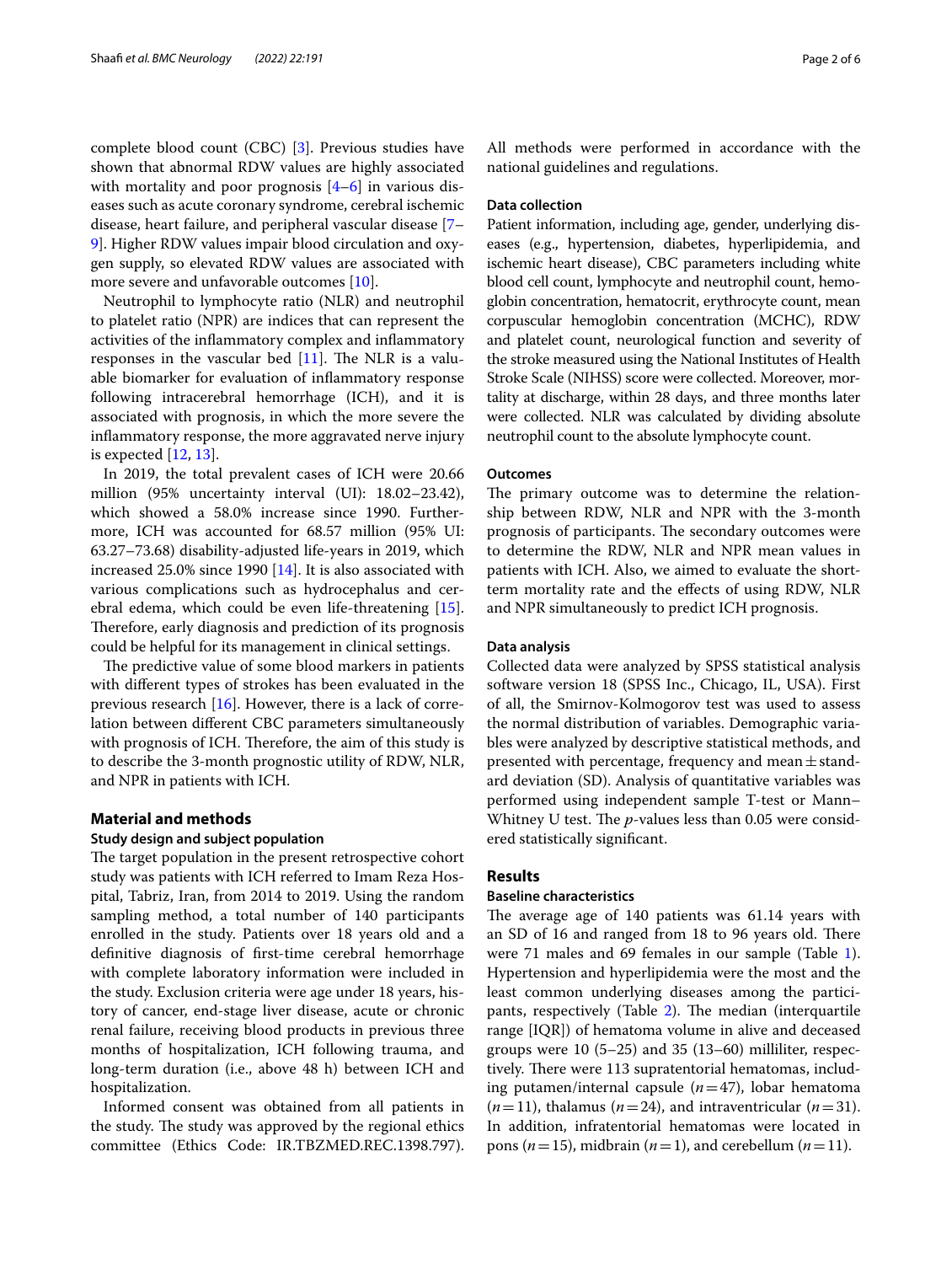complete blood count (CBC) [3]. Previous studies have shown that abnormal RDW values are highly associated with mortality and poor prognosis [4–6] in various diseases such as acute coronary syndrome, cerebral ischemic disease, heart failure, and peripheral vascular disease [7–9]. Higher RDW values impair blood circulation and oxygen supply, so elevated RDW values are associated with more severe and unfavorable outcomes [10].

Neutrophil to lymphocyte ratio (NLR) and neutrophil to platelet ratio (NPR) are indices that can represent the activities of the inflammatory complex and inflammatory responses in the vascular bed [11]. The NLR is a valuable biomarker for evaluation of inflammatory response following intracerebral hemorrhage (ICH), and it is associated with prognosis, in which the more severe the inflammatory response, the more aggravated nerve injury is expected [12, 13].

In 2019, the total prevalent cases of ICH were 20.66 million (95% uncertainty interval (UI): 18.02–23.42), which showed a 58.0% increase since 1990. Furthermore, ICH was accounted for 68.57 million (95% UI: 63.27–73.68) disability-adjusted life-years in 2019, which increased 25.0% since 1990 [14]. It is also associated with various complications such as hydrocephalus and cerebral edema, which could be even life-threatening [15]. Therefore, early diagnosis and prediction of its prognosis could be helpful for its management in clinical settings.

The predictive value of some blood markers in patients with different types of strokes has been evaluated in the previous research [16]. However, there is a lack of correlation between different CBC parameters simultaneously with prognosis of ICH. Therefore, the aim of this study is to describe the 3-month prognostic utility of RDW, NLR, and NPR in patients with ICH.

## Material and methods

### Study design and subject population

The target population in the present retrospective cohort study was patients with ICH referred to Imam Reza Hospital, Tabriz, Iran, from 2014 to 2019. Using the random sampling method, a total number of 140 participants enrolled in the study. Patients over 18 years old and a definitive diagnosis of first-time cerebral hemorrhage with complete laboratory information were included in the study. Exclusion criteria were age under 18 years, history of cancer, end-stage liver disease, acute or chronic renal failure, receiving blood products in previous three months of hospitalization, ICH following trauma, and long-term duration (i.e., above 48 h) between ICH and hospitalization.

Informed consent was obtained from all patients in the study. The study was approved by the regional ethics committee (Ethics Code: IR.TBZMED.REC.1398.797). All methods were performed in accordance with the national guidelines and regulations.

### Data collection

Patient information, including age, gender, underlying diseases (e.g., hypertension, diabetes, hyperlipidemia, and ischemic heart disease), CBC parameters including white blood cell count, lymphocyte and neutrophil count, hemoglobin concentration, hematocrit, erythrocyte count, mean corpuscular hemoglobin concentration (MCHC), RDW and platelet count, neurological function and severity of the stroke measured using the National Institutes of Health Stroke Scale (NIHSS) score were collected. Moreover, mortality at discharge, within 28 days, and three months later were collected. NLR was calculated by dividing absolute neutrophil count to the absolute lymphocyte count.

### Outcomes

The primary outcome was to determine the relationship between RDW, NLR and NPR with the 3-month prognosis of participants. The secondary outcomes were to determine the RDW, NLR and NPR mean values in patients with ICH. Also, we aimed to evaluate the short-term mortality rate and the effects of using RDW, NLR and NPR simultaneously to predict ICH prognosis.

### Data analysis

Collected data were analyzed by SPSS statistical analysis software version 18 (SPSS Inc., Chicago, IL, USA). First of all, the Smirnov-Kolmogorov test was used to assess the normal distribution of variables. Demographic variables were analyzed by descriptive statistical methods, and presented with percentage, frequency and mean ± standard deviation (SD). Analysis of quantitative variables was performed using independent sample T-test or Mann–Whitney U test. The *p*-values less than 0.05 were considered statistically significant.

## Results

### Baseline characteristics

The average age of 140 patients was 61.14 years with an SD of 16 and ranged from 18 to 96 years old. There were 71 males and 69 females in our sample (Table 1). Hypertension and hyperlipidemia were the most and the least common underlying diseases among the participants, respectively (Table 2). The median (interquartile range [IQR]) of hematoma volume in alive and deceased groups were 10 (5–25) and 35 (13–60) milliliter, respectively. There were 113 supratentorial hematomas, including putamen/internal capsule ($n = 47$), lobar hematoma ($n = 11$), thalamus ($n = 24$), and intraventricular ($n = 31$). In addition, infratentorial hematomas were located in pons ($n = 15$), midbrain ($n = 1$), and cerebellum ($n = 11$).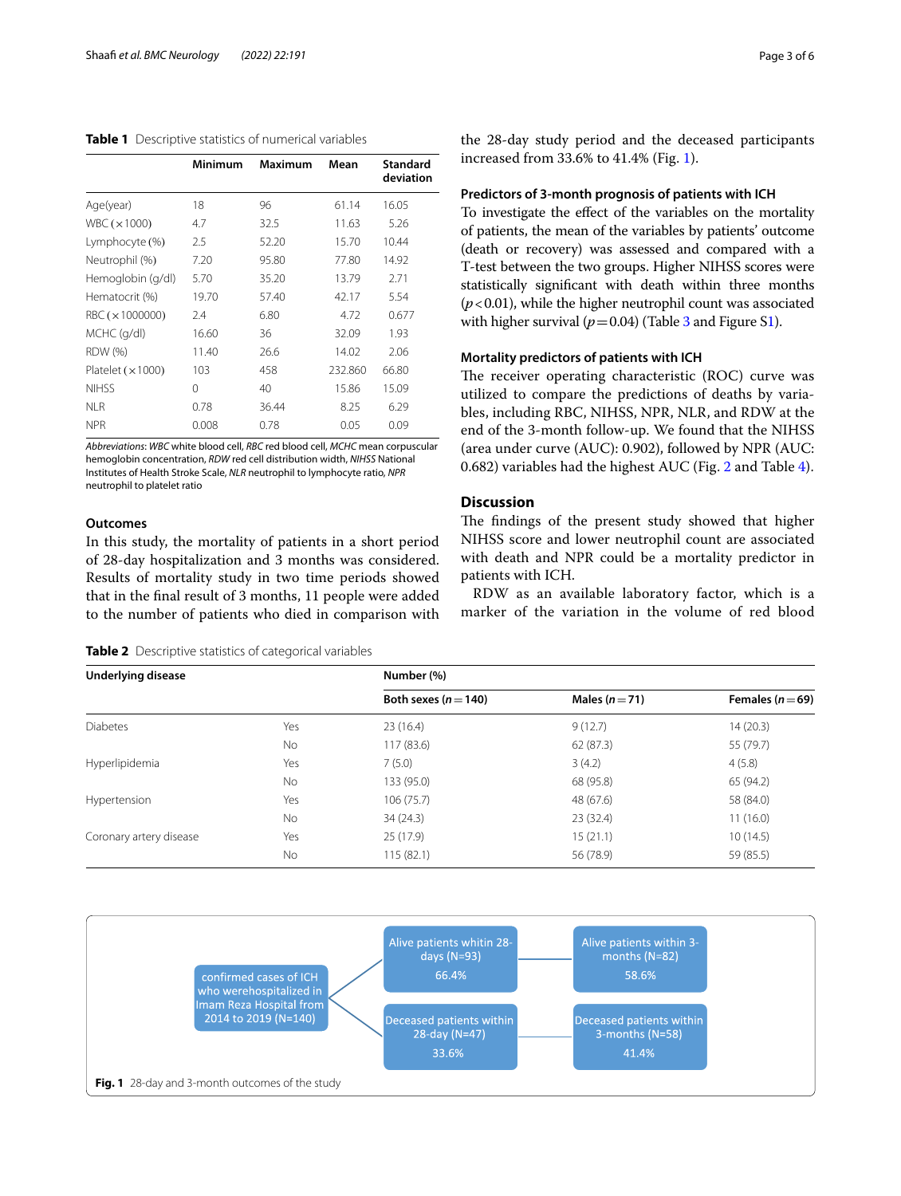**Table 1** Descriptive statistics of numerical variables

| | Minimum | Maximum | Mean | Standard deviation |
|---|---|---|---|---|
| Age(year) | 18 | 96 | 61.14 | 16.05 |
| WBC (×1000) | 4.7 | 32.5 | 11.63 | 5.26 |
| Lymphocyte (%) | 2.5 | 52.20 | 15.70 | 10.44 |
| Neutrophil (%) | 7.20 | 95.80 | 77.80 | 14.92 |
| Hemoglobin (g/dl) | 5.70 | 35.20 | 13.79 | 2.71 |
| Hematocrit (%) | 19.70 | 57.40 | 42.17 | 5.54 |
| RBC (×1000000) | 2.4 | 6.80 | 4.72 | 0.677 |
| MCHC (g/dl) | 16.60 | 36 | 32.09 | 1.93 |
| RDW (%) | 11.40 | 26.6 | 14.02 | 2.06 |
| Platelet (×1000) | 103 | 458 | 232.860 | 66.80 |
| NIHSS | 0 | 40 | 15.86 | 15.09 |
| NLR | 0.78 | 36.44 | 8.25 | 6.29 |
| NPR | 0.008 | 0.78 | 0.05 | 0.09 |

*Abbreviations*: *WBC* white blood cell, *RBC* red blood cell, *MCHC* mean corpuscular hemoglobin concentration, *RDW* red cell distribution width, *NIHSS* National Institutes of Health Stroke Scale, *NLR* neutrophil to lymphocyte ratio, *NPR* neutrophil to platelet ratio

### Outcomes

In this study, the mortality of patients in a short period of 28-day hospitalization and 3 months was considered. Results of mortality study in two time periods showed that in the final result of 3 months, 11 people were added to the number of patients who died in comparison with the 28-day study period and the deceased participants increased from 33.6% to 41.4% (Fig. 1).

### Predictors of 3-month prognosis of patients with ICH

To investigate the effect of the variables on the mortality of patients, the mean of the variables by patients' outcome (death or recovery) was assessed and compared with a T-test between the two groups. Higher NIHSS scores were statistically significant with death within three months ($p<0.01$), while the higher neutrophil count was associated with higher survival ($p=0.04$) (Table 3 and Figure S1).

### Mortality predictors of patients with ICH

The receiver operating characteristic (ROC) curve was utilized to compare the predictions of deaths by variables, including RBC, NIHSS, NPR, NLR, and RDW at the end of the 3-month follow-up. We found that the NIHSS (area under curve (AUC): 0.902), followed by NPR (AUC: 0.682) variables had the highest AUC (Fig. 2 and Table 4).

## Discussion

The findings of the present study showed that higher NIHSS score and lower neutrophil count are associated with death and NPR could be a mortality predictor in patients with ICH.

RDW as an available laboratory factor, which is a marker of the variation in the volume of red blood

**Table 2** Descriptive statistics of categorical variables

| Underlying disease | | Number (%) | | |
|---|---|---|---|---|
| | | Both sexes ($n=140$) | Males ($n=71$) | Females ($n=69$) |
| Diabetes | Yes | 23 (16.4) | 9 (12.7) | 14 (20.3) |
| | No | 117 (83.6) | 62 (87.3) | 55 (79.7) |
| Hyperlipidemia | Yes | 7 (5.0) | 3 (4.2) | 4 (5.8) |
| | No | 133 (95.0) | 68 (95.8) | 65 (94.2) |
| Hypertension | Yes | 106 (75.7) | 48 (67.6) | 58 (84.0) |
| | No | 34 (24.3) | 23 (32.4) | 11 (16.0) |
| Coronary artery disease | Yes | 25 (17.9) | 15 (21.1) | 10 (14.5) |
| | No | 115 (82.1) | 56 (78.9) | 59 (85.5) |

confirmed cases of ICH who werehospitalized in Imam Reza Hospital from 2014 to 2019 (N=140)

Alive patients whitin 28-days (N=93) 66.4%

Deceased patients within 28-day (N=47) 33.6%

Alive patients within 3-months (N=82) 58.6%

Deceased patients within 3-months (N=58) 41.4%

**Fig. 1** 28-day and 3-month outcomes of the study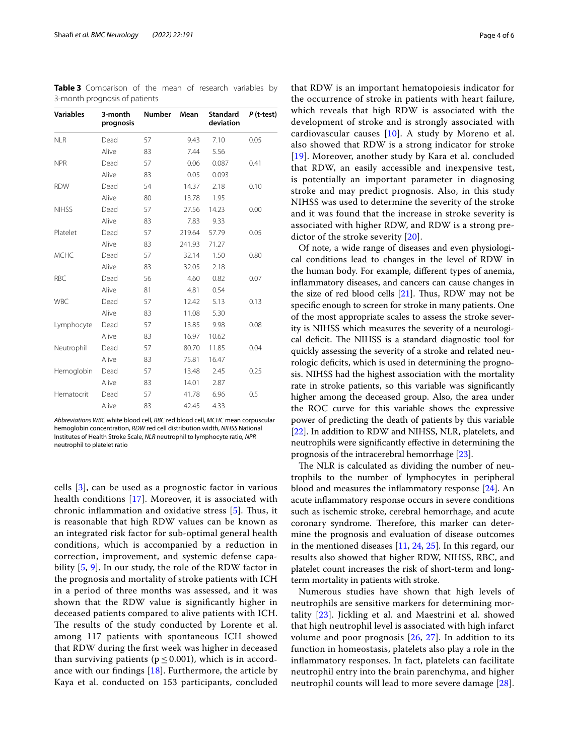**Table 3** Comparison of the mean of research variables by 3-month prognosis of patients

| Variables | 3-month prognosis | Number | Mean | Standard deviation | *P* (t-test) |
|---|---|---|---|---|---|
| NLR | Dead | 57 | 9.43 | 7.10 | 0.05 |
| | Alive | 83 | 7.44 | 5.56 | |
| NPR | Dead | 57 | 0.06 | 0.087 | 0.41 |
| | Alive | 83 | 0.05 | 0.093 | |
| RDW | Dead | 54 | 14.37 | 2.18 | 0.10 |
| | Alive | 80 | 13.78 | 1.95 | |
| NIHSS | Dead | 57 | 27.56 | 14.23 | 0.00 |
| | Alive | 83 | 7.83 | 9.33 | |
| Platelet | Dead | 57 | 219.64 | 57.79 | 0.05 |
| | Alive | 83 | 241.93 | 71.27 | |
| MCHC | Dead | 57 | 32.14 | 1.50 | 0.80 |
| | Alive | 83 | 32.05 | 2.18 | |
| RBC | Dead | 56 | 4.60 | 0.82 | 0.07 |
| | Alive | 81 | 4.81 | 0.54 | |
| WBC | Dead | 57 | 12.42 | 5.13 | 0.13 |
| | Alive | 83 | 11.08 | 5.30 | |
| Lymphocyte | Dead | 57 | 13.85 | 9.98 | 0.08 |
| | Alive | 83 | 16.97 | 10.62 | |
| Neutrophil | Dead | 57 | 80.70 | 11.85 | 0.04 |
| | Alive | 83 | 75.81 | 16.47 | |
| Hemoglobin | Dead | 57 | 13.48 | 2.45 | 0.25 |
| | Alive | 83 | 14.01 | 2.87 | |
| Hematocrit | Dead | 57 | 41.78 | 6.96 | 0.5 |
| | Alive | 83 | 42.45 | 4.33 | |

*Abbreviations WBC* white blood cell, *RBC* red blood cell, *MCHC* mean corpuscular hemoglobin concentration, *RDW* red cell distribution width, *NIHSS* National Institutes of Health Stroke Scale, *NLR* neutrophil to lymphocyte ratio, *NPR* neutrophil to platelet ratio

cells [3], can be used as a prognostic factor in various health conditions [17]. Moreover, it is associated with chronic inflammation and oxidative stress [5]. Thus, it is reasonable that high RDW values can be known as an integrated risk factor for sub-optimal general health conditions, which is accompanied by a reduction in correction, improvement, and systemic defense capability [5, 9]. In our study, the role of the RDW factor in the prognosis and mortality of stroke patients with ICH in a period of three months was assessed, and it was shown that the RDW value is significantly higher in deceased patients compared to alive patients with ICH. The results of the study conducted by Lorente et al. among 117 patients with spontaneous ICH showed that RDW during the first week was higher in deceased than surviving patients ($p \leq 0.001$), which is in accordance with our findings [18]. Furthermore, the article by Kaya et al. conducted on 153 participants, concluded that RDW is an important hematopoiesis indicator for the occurrence of stroke in patients with heart failure, which reveals that high RDW is associated with the development of stroke and is strongly associated with cardiovascular causes [10]. A study by Moreno et al. also showed that RDW is a strong indicator for stroke [19]. Moreover, another study by Kara et al. concluded that RDW, an easily accessible and inexpensive test, is potentially an important parameter in diagnosing stroke and may predict prognosis. Also, in this study NIHSS was used to determine the severity of the stroke and it was found that the increase in stroke severity is associated with higher RDW, and RDW is a strong predictor of the stroke severity [20].

Of note, a wide range of diseases and even physiological conditions lead to changes in the level of RDW in the human body. For example, different types of anemia, inflammatory diseases, and cancers can cause changes in the size of red blood cells [21]. Thus, RDW may not be specific enough to screen for stroke in many patients. One of the most appropriate scales to assess the stroke severity is NIHSS which measures the severity of a neurological deficit. The NIHSS is a standard diagnostic tool for quickly assessing the severity of a stroke and related neurologic deficits, which is used in determining the prognosis. NIHSS had the highest association with the mortality rate in stroke patients, so this variable was significantly higher among the deceased group. Also, the area under the ROC curve for this variable shows the expressive power of predicting the death of patients by this variable [22]. In addition to RDW and NIHSS, NLR, platelets, and neutrophils were significantly effective in determining the prognosis of the intracerebral hemorrhage [23].

The NLR is calculated as dividing the number of neutrophils to the number of lymphocytes in peripheral blood and measures the inflammatory response [24]. An acute inflammatory response occurs in severe conditions such as ischemic stroke, cerebral hemorrhage, and acute coronary syndrome. Therefore, this marker can determine the prognosis and evaluation of disease outcomes in the mentioned diseases [11, 24, 25]. In this regard, our results also showed that higher RDW, NIHSS, RBC, and platelet count increases the risk of short-term and long-term mortality in patients with stroke.

Numerous studies have shown that high levels of neutrophils are sensitive markers for determining mortality [23]. Jickling et al. and Maestrini et al. showed that high neutrophil level is associated with high infarct volume and poor prognosis [26, 27]. In addition to its function in homeostasis, platelets also play a role in the inflammatory responses. In fact, platelets can facilitate neutrophil entry into the brain parenchyma, and higher neutrophil counts will lead to more severe damage [28].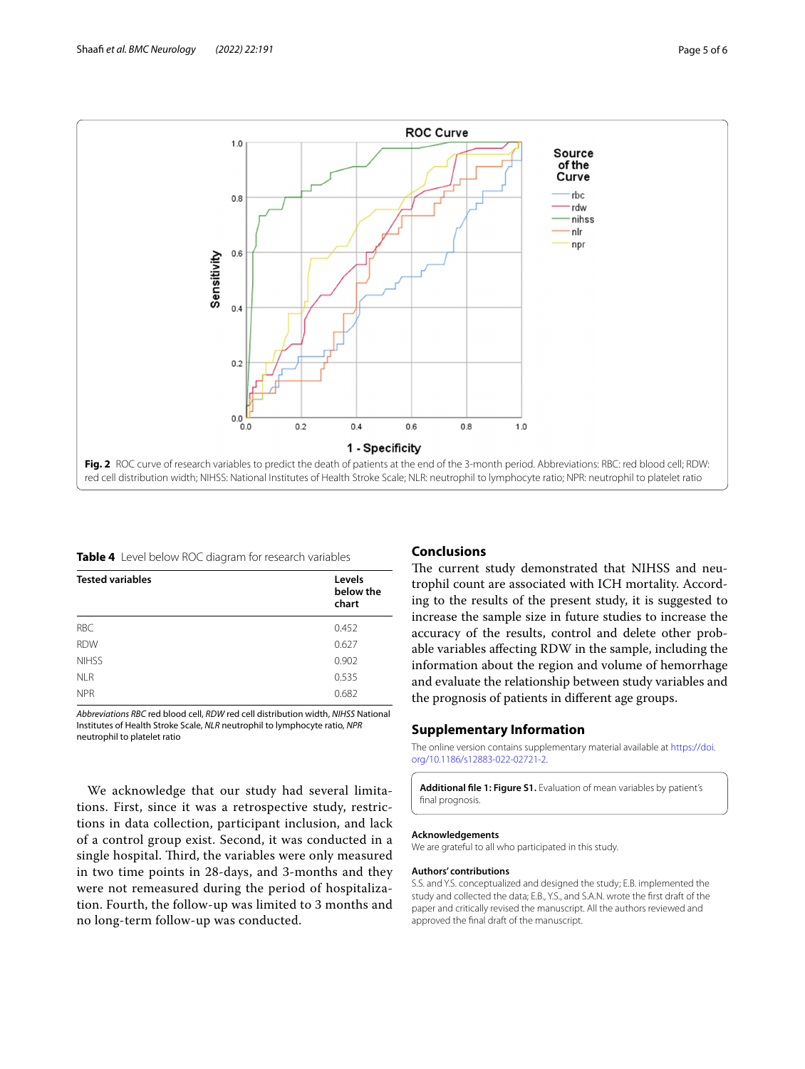Fig. 2 ROC curve of research variables to predict the death of patients at the end of the 3-month period. Abbreviations: RBC: red blood cell; RDW: red cell distribution width; NIHSS: National Institutes of Health Stroke Scale; NLR: neutrophil to lymphocyte ratio; NPR: neutrophil to platelet ratio

**Table 4** Level below ROC diagram for research variables

| Tested variables | Levels below the chart |
|---|---|
| RBC | 0.452 |
| RDW | 0.627 |
| NIHSS | 0.902 |
| NLR | 0.535 |
| NPR | 0.682 |

*Abbreviations RBC* red blood cell, *RDW* red cell distribution width, *NIHSS* National Institutes of Health Stroke Scale, *NLR* neutrophil to lymphocyte ratio, *NPR* neutrophil to platelet ratio

We acknowledge that our study had several limitations. First, since it was a retrospective study, restrictions in data collection, participant inclusion, and lack of a control group exist. Second, it was conducted in a single hospital. Third, the variables were only measured in two time points in 28-days, and 3-months and they were not remeasured during the period of hospitalization. Fourth, the follow-up was limited to 3 months and no long-term follow-up was conducted.

## Conclusions

The current study demonstrated that NIHSS and neutrophil count are associated with ICH mortality. According to the results of the present study, it is suggested to increase the sample size in future studies to increase the accuracy of the results, control and delete other probable variables affecting RDW in the sample, including the information about the region and volume of hemorrhage and evaluate the relationship between study variables and the prognosis of patients in different age groups.

## Supplementary Information

The online version contains supplementary material available at https://doi.org/10.1186/s12883-022-02721-2.

**Additional file 1: Figure S1.** Evaluation of mean variables by patient's final prognosis.

### Acknowledgements

We are grateful to all who participated in this study.

### Authors' contributions

S.S. and Y.S. conceptualized and designed the study; E.B. implemented the study and collected the data; E.B., Y.S., and S.A.N. wrote the first draft of the paper and critically revised the manuscript. All the authors reviewed and approved the final draft of the manuscript.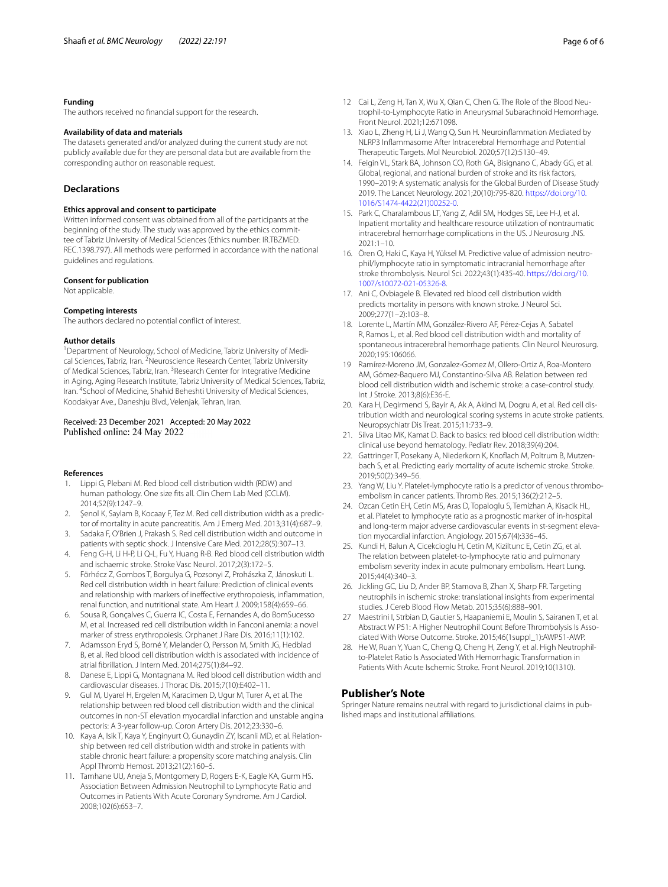#### Funding

The authors received no financial support for the research.

#### Availability of data and materials

The datasets generated and/or analyzed during the current study are not publicly available due for they are personal data but are available from the corresponding author on reasonable request.

## Declarations

#### Ethics approval and consent to participate

Written informed consent was obtained from all of the participants at the beginning of the study. The study was approved by the ethics committee of Tabriz University of Medical Sciences (Ethics number: IR.TBZMED.REC.1398.797). All methods were performed in accordance with the national guidelines and regulations.

#### Consent for publication

Not applicable.

#### Competing interests

The authors declared no potential conflict of interest.

#### Author details

[1]Department of Neurology, School of Medicine, Tabriz University of Medical Sciences, Tabriz, Iran. [2]Neuroscience Research Center, Tabriz University of Medical Sciences, Tabriz, Iran. [3]Research Center for Integrative Medicine in Aging, Aging Research Institute, Tabriz University of Medical Sciences, Tabriz, Iran. [4]School of Medicine, Shahid Beheshti University of Medical Sciences, Koodakyar Ave., Daneshju Blvd., Velenjak, Tehran, Iran.

Received: 23 December 2021 Accepted: 20 May 2022
Published online: 24 May 2022

#### References

1. Lippi G, Plebani M. Red blood cell distribution width (RDW) and human pathology. One size fits all. Clin Chem Lab Med (CCLM). 2014;52(9):1247–9.
2. Şenol K, Saylam B, Kocaay F, Tez M. Red cell distribution width as a predictor of mortality in acute pancreatitis. Am J Emerg Med. 2013;31(4):687–9.
3. Sadaka F, O'Brien J, Prakash S. Red cell distribution width and outcome in patients with septic shock. J Intensive Care Med. 2012;28(5):307–13.
4. Feng G-H, Li H-P, Li Q-L, Fu Y, Huang R-B. Red blood cell distribution width and ischaemic stroke. Stroke Vasc Neurol. 2017;2(3):172–5.
5. Förhécz Z, Gombos T, Borgulya G, Pozsonyi Z, Prohászka Z, Jánoskuti L. Red cell distribution width in heart failure: Prediction of clinical events and relationship with markers of ineffective erythropoiesis, inflammation, renal function, and nutritional state. Am Heart J. 2009;158(4):659–66.
6. Sousa R, Gonçalves C, Guerra IC, Costa E, Fernandes A, do BomSucesso M, et al. Increased red cell distribution width in Fanconi anemia: a novel marker of stress erythropoiesis. Orphanet J Rare Dis. 2016;11(1):102.
7. Adamsson Eryd S, Borné Y, Melander O, Persson M, Smith JG, Hedblad B, et al. Red blood cell distribution width is associated with incidence of atrial fibrillation. J Intern Med. 2014;275(1):84–92.
8. Danese E, Lippi G, Montagnana M. Red blood cell distribution width and cardiovascular diseases. J Thorac Dis. 2015;7(10):E402–11.
9. Gul M, Uyarel H, Ergelen M, Karacimen D, Ugur M, Turer A, et al. The relationship between red blood cell distribution width and the clinical outcomes in non-ST elevation myocardial infarction and unstable angina pectoris: A 3-year follow-up. Coron Artery Dis. 2012;23:330–6.
10. Kaya A, Isik T, Kaya Y, Enginyurt O, Gunaydin ZY, Iscanli MD, et al. Relationship between red cell distribution width and stroke in patients with stable chronic heart failure: a propensity score matching analysis. Clin Appl Thromb Hemost. 2013;21(2):160–5.
11. Tamhane UU, Aneja S, Montgomery D, Rogers E-K, Eagle KA, Gurm HS. Association Between Admission Neutrophil to Lymphocyte Ratio and Outcomes in Patients With Acute Coronary Syndrome. Am J Cardiol. 2008;102(6):653–7.
12. Cai L, Zeng H, Tan X, Wu X, Qian C, Chen G. The Role of the Blood Neutrophil-to-Lymphocyte Ratio in Aneurysmal Subarachnoid Hemorrhage. Front Neurol. 2021;12:671098.
13. Xiao L, Zheng H, Li J, Wang Q, Sun H. Neuroinflammation Mediated by NLRP3 Inflammasome After Intracerebral Hemorrhage and Potential Therapeutic Targets. Mol Neurobiol. 2020;57(12):5130–49.
14. Feigin VL, Stark BA, Johnson CO, Roth GA, Bisignano C, Abady GG, et al. Global, regional, and national burden of stroke and its risk factors, 1990–2019: A systematic analysis for the Global Burden of Disease Study 2019. The Lancet Neurology. 2021;20(10):795-820. https://doi.org/10.1016/S1474-4422(21)00252-0.
15. Park C, Charalambous LT, Yang Z, Adil SM, Hodges SE, Lee H-J, et al. Inpatient mortality and healthcare resource utilization of nontraumatic intracerebral hemorrhage complications in the US. J Neurosurg JNS. 2021:1–10.
16. Ören O, Haki C, Kaya H, Yüksel M. Predictive value of admission neutrophil/lymphocyte ratio in symptomatic intracranial hemorrhage after stroke thrombolysis. Neurol Sci. 2022;43(1):435-40. https://doi.org/10.1007/s10072-021-05326-8.
17. Ani C, Ovbiagele B. Elevated red blood cell distribution width predicts mortality in persons with known stroke. J Neurol Sci. 2009;277(1–2):103–8.
18. Lorente L, Martín MM, González-Rivero AF, Pérez-Cejas A, Sabatel R, Ramos L, et al. Red blood cell distribution width and mortality of spontaneous intracerebral hemorrhage patients. Clin Neurol Neurosurg. 2020;195:106066.
19. Ramírez-Moreno JM, Gonzalez-Gomez M, Ollero-Ortiz A, Roa-Montero AM, Gómez-Baquero MJ, Constantino-Silva AB. Relation between red blood cell distribution width and ischemic stroke: a case-control study. Int J Stroke. 2013;8(6):E36-E.
20. Kara H, Degirmenci S, Bayir A, Ak A, Akinci M, Dogru A, et al. Red cell distribution width and neurological scoring systems in acute stroke patients. Neuropsychiatr Dis Treat. 2015;11:733–9.
21. Silva Litao MK, Kamat D. Back to basics: red blood cell distribution width: clinical use beyond hematology. Pediatr Rev. 2018;39(4):204.
22. Gattringer T, Posekany A, Niederkorn K, Knoflach M, Poltrum B, Mutzenbach S, et al. Predicting early mortality of acute ischemic stroke. Stroke. 2019;50(2):349–56.
23. Yang W, Liu Y. Platelet-lymphocyte ratio is a predictor of venous thromboembolism in cancer patients. Thromb Res. 2015;136(2):212–5.
24. Ozcan Cetin EH, Cetin MS, Aras D, Topaloglu S, Temizhan A, Kisacik HL, et al. Platelet to lymphocyte ratio as a prognostic marker of in-hospital and long-term major adverse cardiovascular events in st-segment elevation myocardial infarction. Angiology. 2015;67(4):336–45.
25. Kundi H, Balun A, Cicekcioglu H, Cetin M, Kiziltunc E, Cetin ZG, et al. The relation between platelet-to-lymphocyte ratio and pulmonary embolism severity index in acute pulmonary embolism. Heart Lung. 2015;44(4):340–3.
26. Jickling GC, Liu D, Ander BP, Stamova B, Zhan X, Sharp FR. Targeting neutrophils in ischemic stroke: translational insights from experimental studies. J Cereb Blood Flow Metab. 2015;35(6):888–901.
27. Maestrini I, Strbian D, Gautier S, Haapaniemi E, Moulin S, Sairanen T, et al. Abstract W P51: A Higher Neutrophil Count Before Thrombolysis Is Associated With Worse Outcome. Stroke. 2015;46(1suppl_1):AWP51-AWP.
28. He W, Ruan Y, Yuan C, Cheng Q, Cheng H, Zeng Y, et al. High Neutrophil-to-Platelet Ratio Is Associated With Hemorrhagic Transformation in Patients With Acute Ischemic Stroke. Front Neurol. 2019;10(1310).

## Publisher's Note

Springer Nature remains neutral with regard to jurisdictional claims in published maps and institutional affiliations.